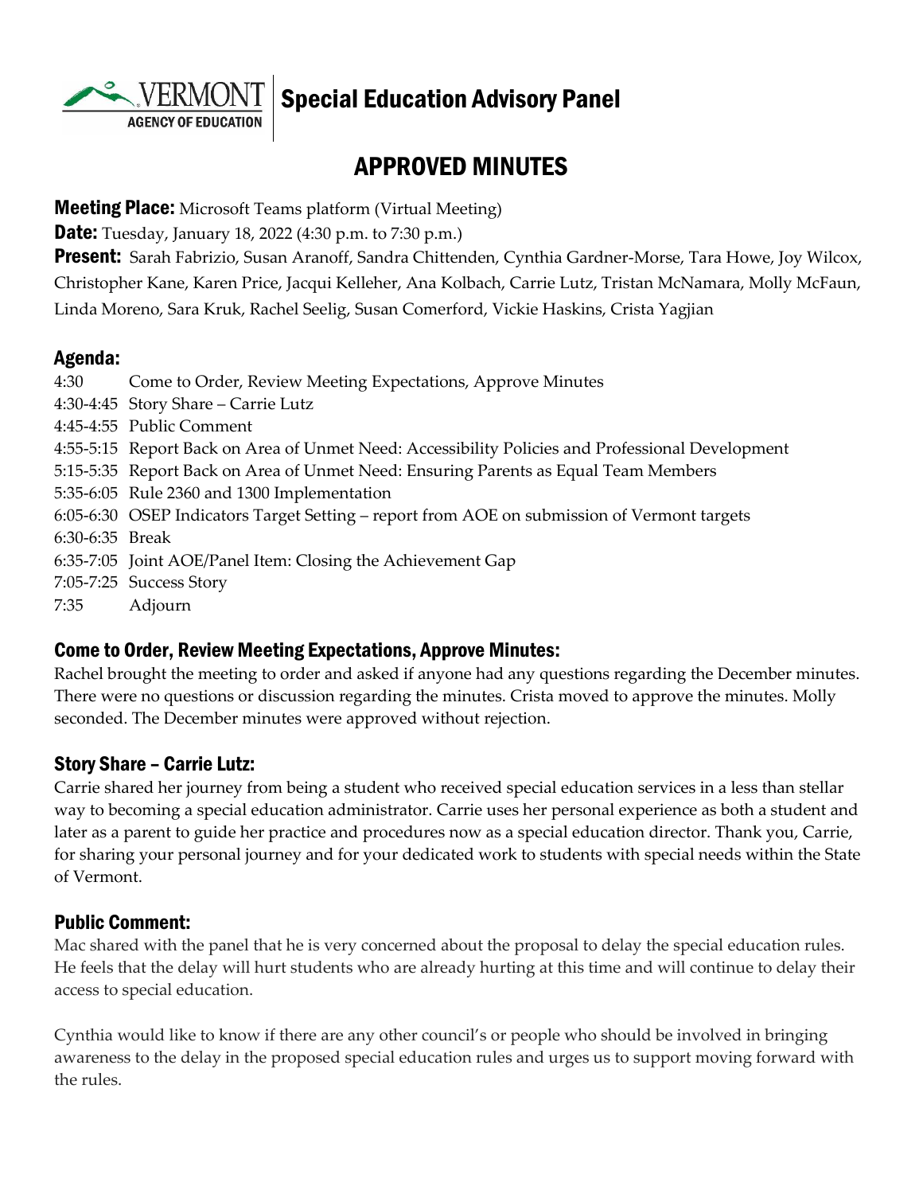# Special Education Advisory Panel

## APPROVED MINUTES

**Meeting Place:** Microsoft Teams platform (Virtual Meeting)

**Date:** Tuesday, January 18, 2022 (4:30 p.m. to 7:30 p.m.)

**Present:** Sarah Fabrizio, Susan Aranoff, Sandra Chittenden, Cynthia Gardner-Morse, Tara Howe, Joy Wilcox, Christopher Kane, Karen Price, Jacqui Kelleher, Ana Kolbach, Carrie Lutz, Tristan McNamara, Molly McFaun, Linda Moreno, Sara Kruk, Rachel Seelig, Susan Comerford, Vickie Haskins, Crista Yagjian

### Agenda:

- 4:30 Come to Order, Review Meeting Expectations, Approve Minutes
- 4:30-4:45 Story Share – Carrie Lutz
- 4:45-4:55 Public Comment
- 4:55-5:15 Report Back on Area of Unmet Need: Accessibility Policies and Professional Development
- 5:15-5:35 Report Back on Area of Unmet Need: Ensuring Parents as Equal Team Members
- 5:35-6:05 Rule 2360 and 1300 Implementation
- 6:05-6:30 OSEP Indicators Target Setting – report from AOE on submission of Vermont targets
- 6:30-6:35 Break
- 6:35-7:05 Joint AOE/Panel Item: Closing the Achievement Gap
- 7:05-7:25 Success Story
- 7:35 Adjourn

### Come to Order, Review Meeting Expectations, Approve Minutes:

Rachel brought the meeting to order and asked if anyone had any questions regarding the December minutes. There were no questions or discussion regarding the minutes. Crista moved to approve the minutes. Molly seconded. The December minutes were approved without rejection.

### Story Share – Carrie Lutz:

Carrie shared her journey from being a student who received special education services in a less than stellar way to becoming a special education administrator. Carrie uses her personal experience as both a student and later as a parent to guide her practice and procedures now as a special education director. Thank you, Carrie, for sharing your personal journey and for your dedicated work to students with special needs within the State of Vermont.

### Public Comment:

Mac shared with the panel that he is very concerned about the proposal to delay the special education rules. He feels that the delay will hurt students who are already hurting at this time and will continue to delay their access to special education.

Cynthia would like to know if there are any other council's or people who should be involved in bringing awareness to the delay in the proposed special education rules and urges us to support moving forward with the rules.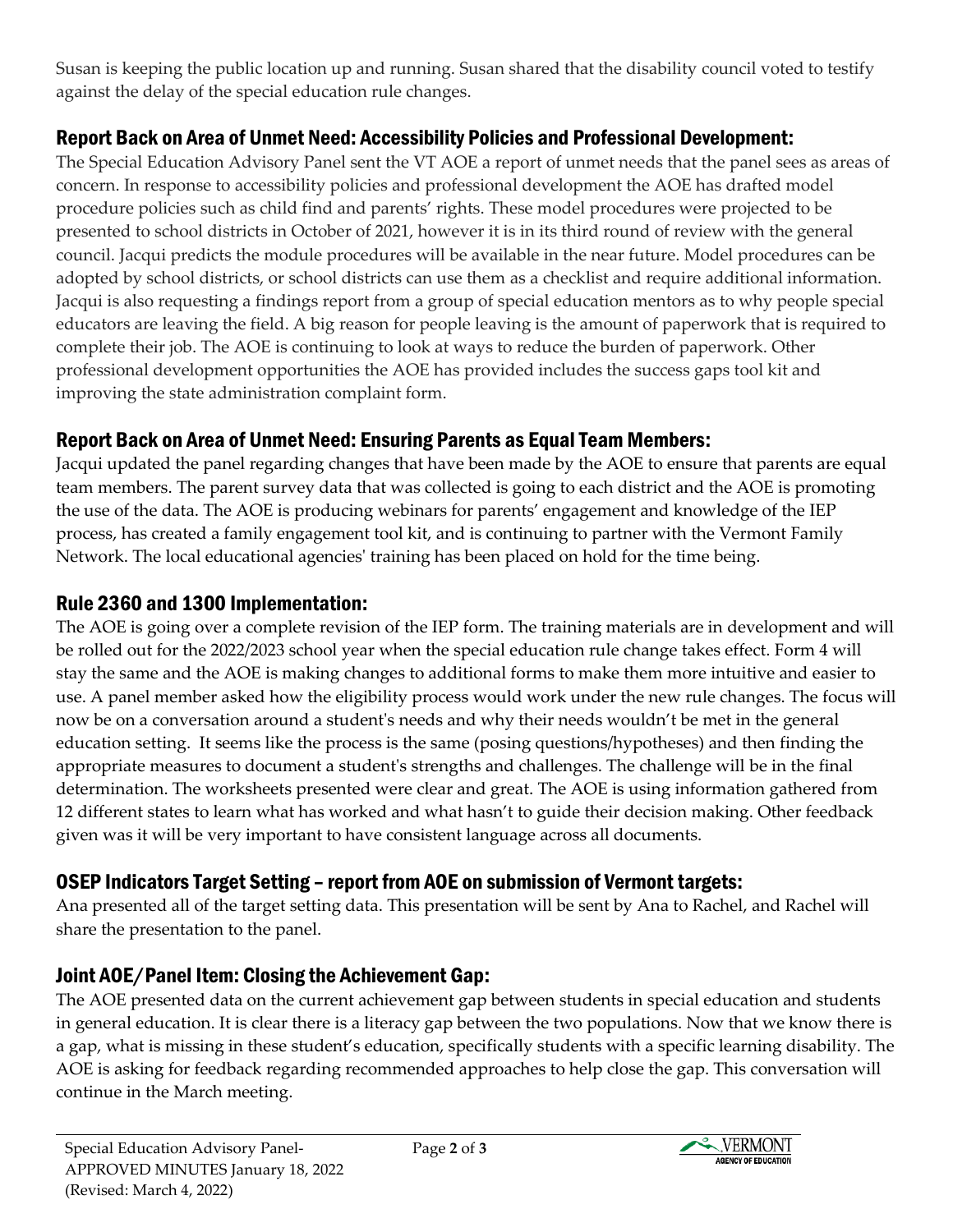Susan is keeping the public location up and running. Susan shared that the disability council voted to testify against the delay of the special education rule changes.

## Report Back on Area of Unmet Need: Accessibility Policies and Professional Development:

The Special Education Advisory Panel sent the VT AOE a report of unmet needs that the panel sees as areas of concern. In response to accessibility policies and professional development the AOE has drafted model procedure policies such as child find and parents' rights. These model procedures were projected to be presented to school districts in October of 2021, however it is in its third round of review with the general council. Jacqui predicts the module procedures will be available in the near future. Model procedures can be adopted by school districts, or school districts can use them as a checklist and require additional information. Jacqui is also requesting a findings report from a group of special education mentors as to why people special educators are leaving the field. A big reason for people leaving is the amount of paperwork that is required to complete their job. The AOE is continuing to look at ways to reduce the burden of paperwork. Other professional development opportunities the AOE has provided includes the success gaps tool kit and improving the state administration complaint form.

## Report Back on Area of Unmet Need: Ensuring Parents as Equal Team Members:

Jacqui updated the panel regarding changes that have been made by the AOE to ensure that parents are equal team members. The parent survey data that was collected is going to each district and the AOE is promoting the use of the data. The AOE is producing webinars for parents' engagement and knowledge of the IEP process, has created a family engagement tool kit, and is continuing to partner with the Vermont Family Network. The local educational agencies' training has been placed on hold for the time being.

## Rule 2360 and 1300 Implementation:

The AOE is going over a complete revision of the IEP form. The training materials are in development and will be rolled out for the 2022/2023 school year when the special education rule change takes effect. Form 4 will stay the same and the AOE is making changes to additional forms to make them more intuitive and easier to use. A panel member asked how the eligibility process would work under the new rule changes. The focus will now be on a conversation around a student's needs and why their needs wouldn't be met in the general education setting. It seems like the process is the same (posing questions/hypotheses) and then finding the appropriate measures to document a student's strengths and challenges. The challenge will be in the final determination. The worksheets presented were clear and great. The AOE is using information gathered from 12 different states to learn what has worked and what hasn't to guide their decision making. Other feedback given was it will be very important to have consistent language across all documents.

## OSEP Indicators Target Setting – report from AOE on submission of Vermont targets:

Ana presented all of the target setting data. This presentation will be sent by Ana to Rachel, and Rachel will share the presentation to the panel.

## Joint AOE/Panel Item: Closing the Achievement Gap:

The AOE presented data on the current achievement gap between students in special education and students in general education. It is clear there is a literacy gap between the two populations. Now that we know there is a gap, what is missing in these student's education, specifically students with a specific learning disability. The AOE is asking for feedback regarding recommended approaches to help close the gap. This conversation will continue in the March meeting.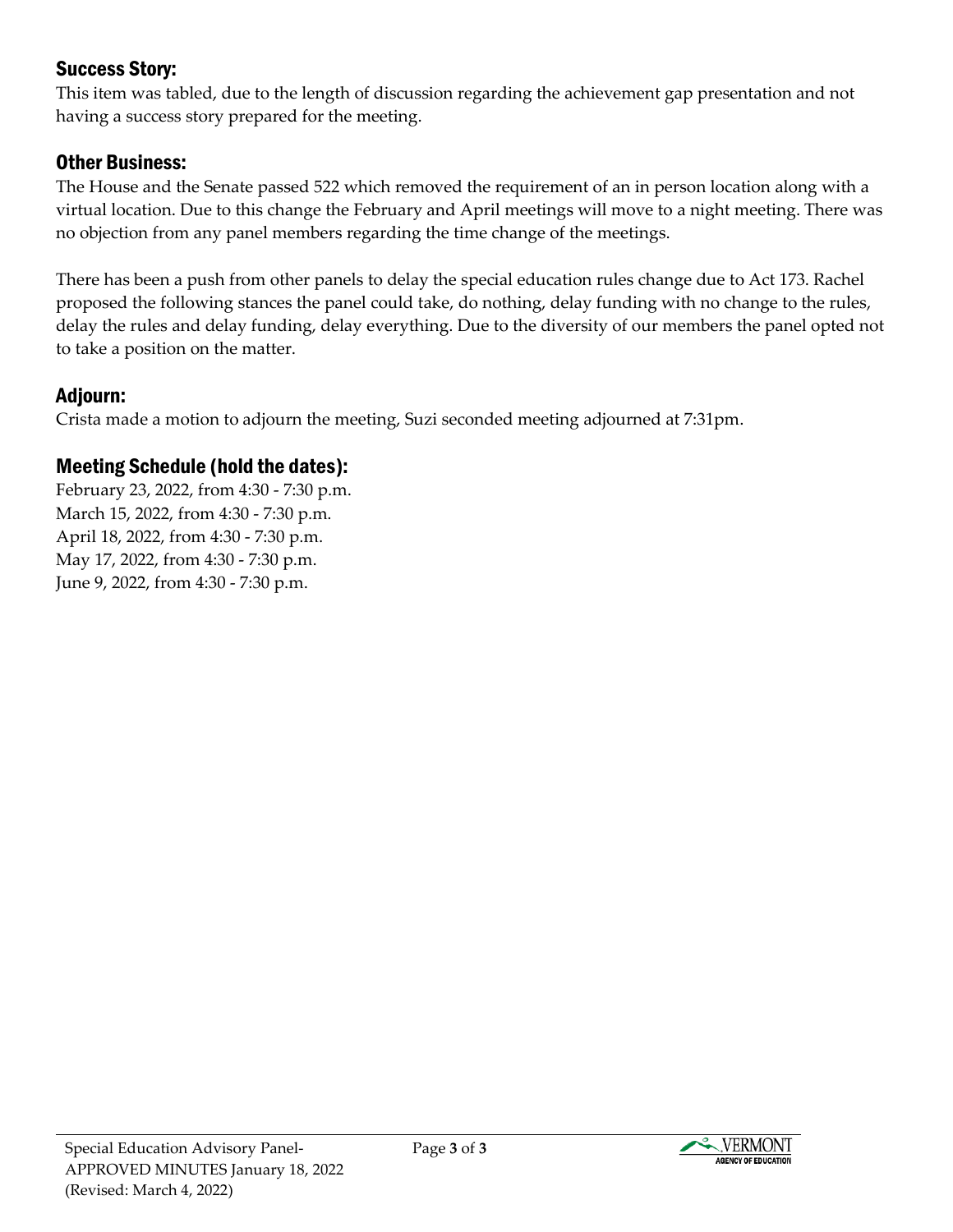## Success Story:

This item was tabled, due to the length of discussion regarding the achievement gap presentation and not having a success story prepared for the meeting.

## Other Business:

The House and the Senate passed 522 which removed the requirement of an in person location along with a virtual location. Due to this change the February and April meetings will move to a night meeting. There was no objection from any panel members regarding the time change of the meetings.

There has been a push from other panels to delay the special education rules change due to Act 173. Rachel proposed the following stances the panel could take, do nothing, delay funding with no change to the rules, delay the rules and delay funding, delay everything. Due to the diversity of our members the panel opted not to take a position on the matter.

## Adjourn:

Crista made a motion to adjourn the meeting, Suzi seconded meeting adjourned at 7:31pm.

## Meeting Schedule (hold the dates):

February 23, 2022, from 4:30 - 7:30 p.m.
March 15, 2022, from 4:30 - 7:30 p.m.
April 18, 2022, from 4:30 - 7:30 p.m.
May 17, 2022, from 4:30 - 7:30 p.m.
June 9, 2022, from 4:30 - 7:30 p.m.